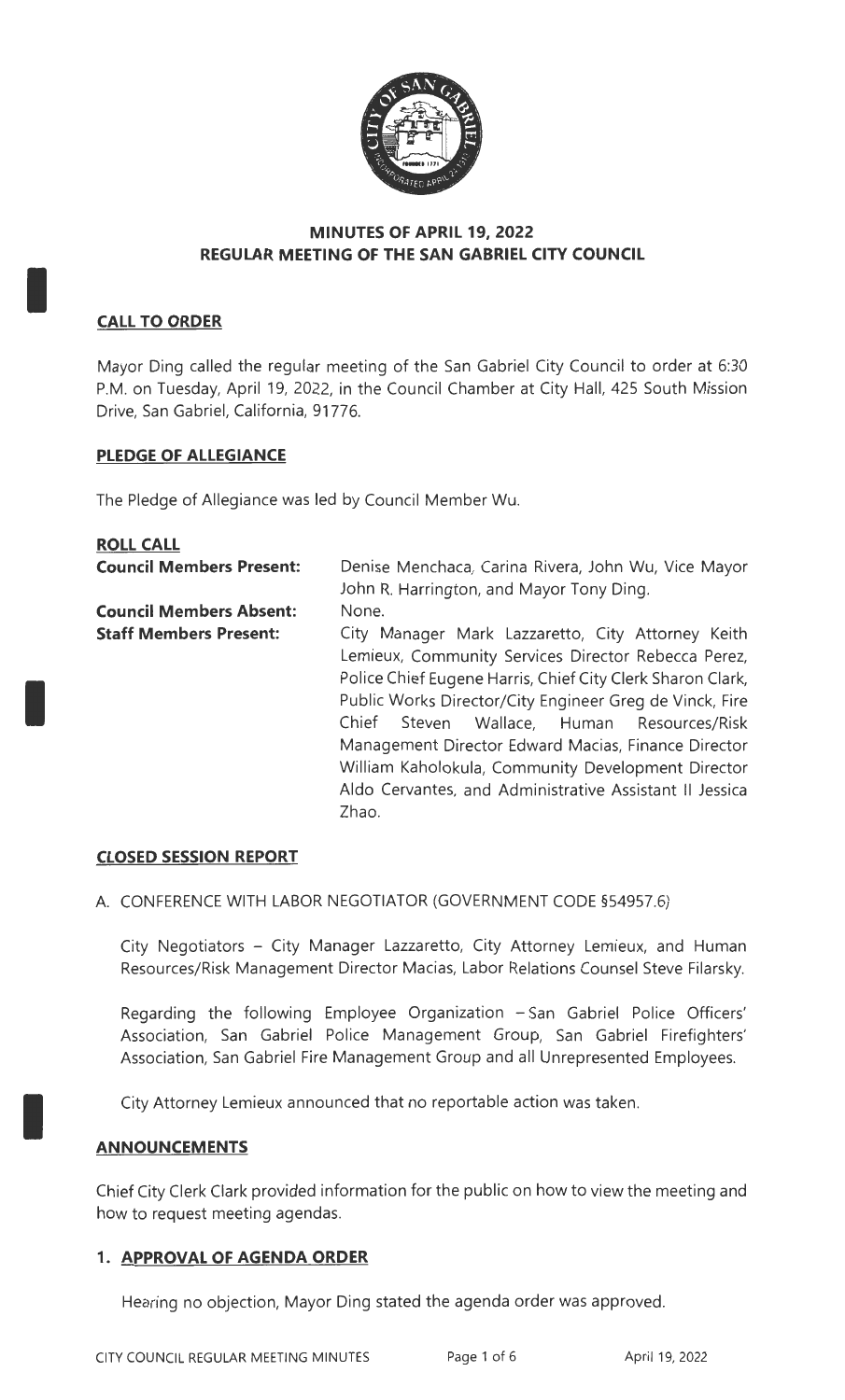# MINUTES OF APRIL 19, 2022
# REGULAR MEETING OF THE SAN GABRIEL CITY COUNCIL

## CALL TO ORDER

Mayor Ding called the regular meeting of the San Gabriel City Council to order at 6:30 P.M. on Tuesday, April 19, 2022, in the Council Chamber at City Hall, 425 South Mission Drive, San Gabriel, California, 91776.

## PLEDGE OF ALLEGIANCE

The Pledge of Allegiance was led by Council Member Wu.

## ROLL CALL

**Council Members Present:** Denise Menchaca, Carina Rivera, John Wu, Vice Mayor John R. Harrington, and Mayor Tony Ding.

**Council Members Absent:** None.

**Staff Members Present:** City Manager Mark Lazzaretto, City Attorney Keith Lemieux, Community Services Director Rebecca Perez, Police Chief Eugene Harris, Chief City Clerk Sharon Clark, Public Works Director/City Engineer Greg de Vinck, Fire Chief Steven Wallace, Human Resources/Risk Management Director Edward Macias, Finance Director William Kaholokula, Community Development Director Aldo Cervantes, and Administrative Assistant II Jessica Zhao.

## CLOSED SESSION REPORT

A. CONFERENCE WITH LABOR NEGOTIATOR (GOVERNMENT CODE §54957.6)

City Negotiators – City Manager Lazzaretto, City Attorney Lemieux, and Human Resources/Risk Management Director Macias, Labor Relations Counsel Steve Filarsky.

Regarding the following Employee Organization – San Gabriel Police Officers' Association, San Gabriel Police Management Group, San Gabriel Firefighters' Association, San Gabriel Fire Management Group and all Unrepresented Employees.

City Attorney Lemieux announced that no reportable action was taken.

## ANNOUNCEMENTS

Chief City Clerk Clark provided information for the public on how to view the meeting and how to request meeting agendas.

## 1. APPROVAL OF AGENDA ORDER

Hearing no objection, Mayor Ding stated the agenda order was approved.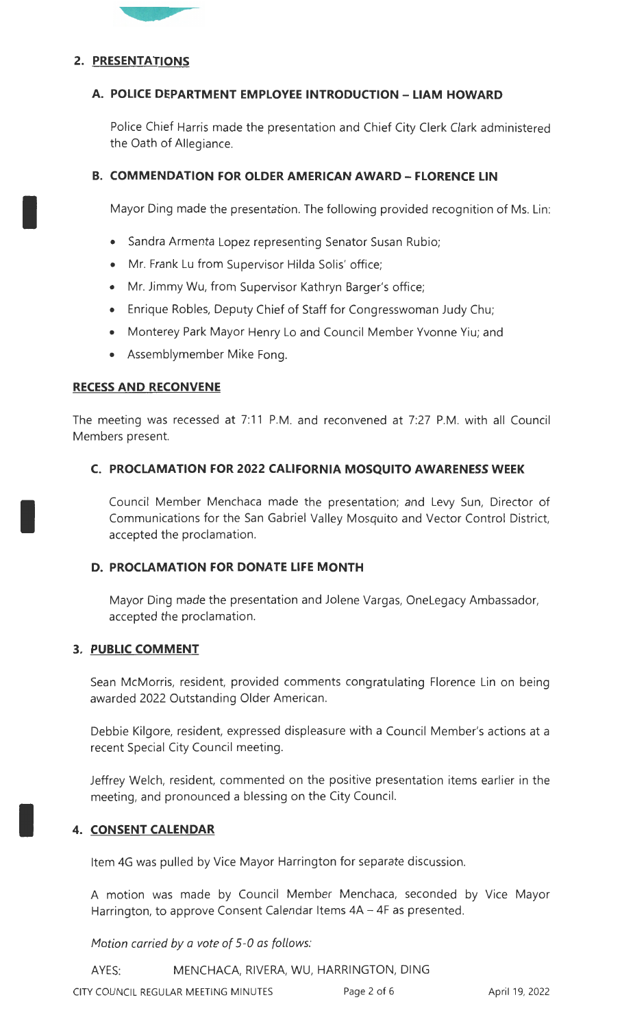## 2. PRESENTATIONS

### A. POLICE DEPARTMENT EMPLOYEE INTRODUCTION – LIAM HOWARD

Police Chief Harris made the presentation and Chief City Clerk Clark administered the Oath of Allegiance.

### B. COMMENDATION FOR OLDER AMERICAN AWARD – FLORENCE LIN

Mayor Ding made the presentation. The following provided recognition of Ms. Lin:

- Sandra Armenta Lopez representing Senator Susan Rubio;
- Mr. Frank Lu from Supervisor Hilda Solis' office;
- Mr. Jimmy Wu, from Supervisor Kathryn Barger's office;
- Enrique Robles, Deputy Chief of Staff for Congresswoman Judy Chu;
- Monterey Park Mayor Henry Lo and Council Member Yvonne Yiu; and
- Assemblymember Mike Fong.

### RECESS AND RECONVENE

The meeting was recessed at 7:11 P.M. and reconvened at 7:27 P.M. with all Council Members present.

### C. PROCLAMATION FOR 2022 CALIFORNIA MOSQUITO AWARENESS WEEK

Council Member Menchaca made the presentation; and Levy Sun, Director of Communications for the San Gabriel Valley Mosquito and Vector Control District, accepted the proclamation.

### D. PROCLAMATION FOR DONATE LIFE MONTH

Mayor Ding made the presentation and Jolene Vargas, OneLegacy Ambassador, accepted the proclamation.

## 3. PUBLIC COMMENT

Sean McMorris, resident, provided comments congratulating Florence Lin on being awarded 2022 Outstanding Older American.

Debbie Kilgore, resident, expressed displeasure with a Council Member's actions at a recent Special City Council meeting.

Jeffrey Welch, resident, commented on the positive presentation items earlier in the meeting, and pronounced a blessing on the City Council.

## 4. CONSENT CALENDAR

Item 4G was pulled by Vice Mayor Harrington for separate discussion.

A motion was made by Council Member Menchaca, seconded by Vice Mayor Harrington, to approve Consent Calendar Items 4A – 4F as presented.

*Motion carried by a vote of 5-0 as follows:*

AYES: MENCHACA, RIVERA, WU, HARRINGTON, DING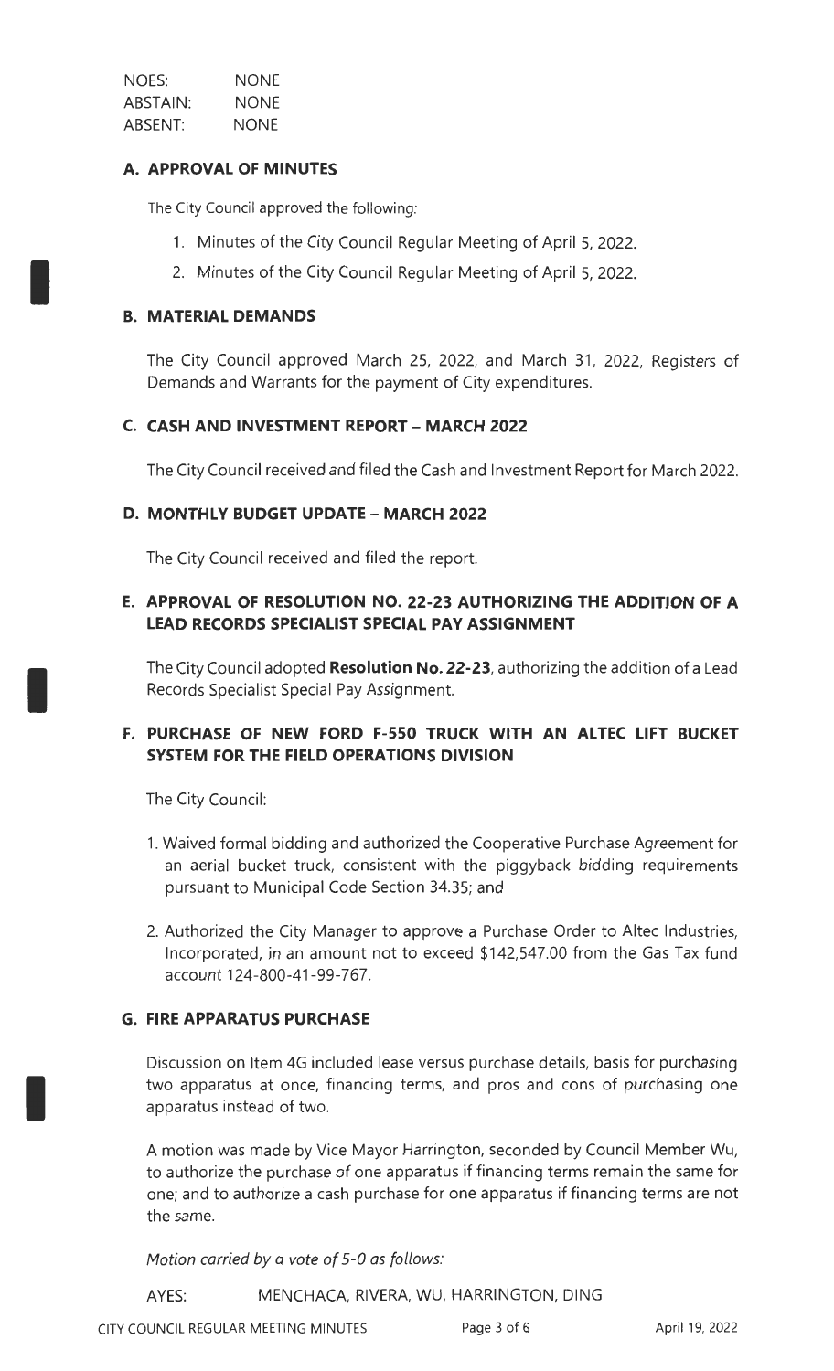NOES: NONE
ABSTAIN: NONE
ABSENT: NONE

### A. APPROVAL OF MINUTES

The City Council approved the following:

1. Minutes of the City Council Regular Meeting of April 5, 2022.
2. Minutes of the City Council Regular Meeting of April 5, 2022.

### B. MATERIAL DEMANDS

The City Council approved March 25, 2022, and March 31, 2022, Registers of Demands and Warrants for the payment of City expenditures.

### C. CASH AND INVESTMENT REPORT – MARCH 2022

The City Council received and filed the Cash and Investment Report for March 2022.

### D. MONTHLY BUDGET UPDATE – MARCH 2022

The City Council received and filed the report.

### E. APPROVAL OF RESOLUTION NO. 22-23 AUTHORIZING THE ADDITION OF A LEAD RECORDS SPECIALIST SPECIAL PAY ASSIGNMENT

The City Council adopted **Resolution No. 22-23**, authorizing the addition of a Lead Records Specialist Special Pay Assignment.

### F. PURCHASE OF NEW FORD F-550 TRUCK WITH AN ALTEC LIFT BUCKET SYSTEM FOR THE FIELD OPERATIONS DIVISION

The City Council:

1. Waived formal bidding and authorized the Cooperative Purchase Agreement for an aerial bucket truck, consistent with the piggyback bidding requirements pursuant to Municipal Code Section 34.35; and
2. Authorized the City Manager to approve a Purchase Order to Altec Industries, Incorporated, in an amount not to exceed $142,547.00 from the Gas Tax fund account 124-800-41-99-767.

### G. FIRE APPARATUS PURCHASE

Discussion on Item 4G included lease versus purchase details, basis for purchasing two apparatus at once, financing terms, and pros and cons of purchasing one apparatus instead of two.

A motion was made by Vice Mayor Harrington, seconded by Council Member Wu, to authorize the purchase of one apparatus if financing terms remain the same for one; and to authorize a cash purchase for one apparatus if financing terms are not the same.

*Motion carried by a vote of 5-0 as follows:*

AYES: MENCHACA, RIVERA, WU, HARRINGTON, DING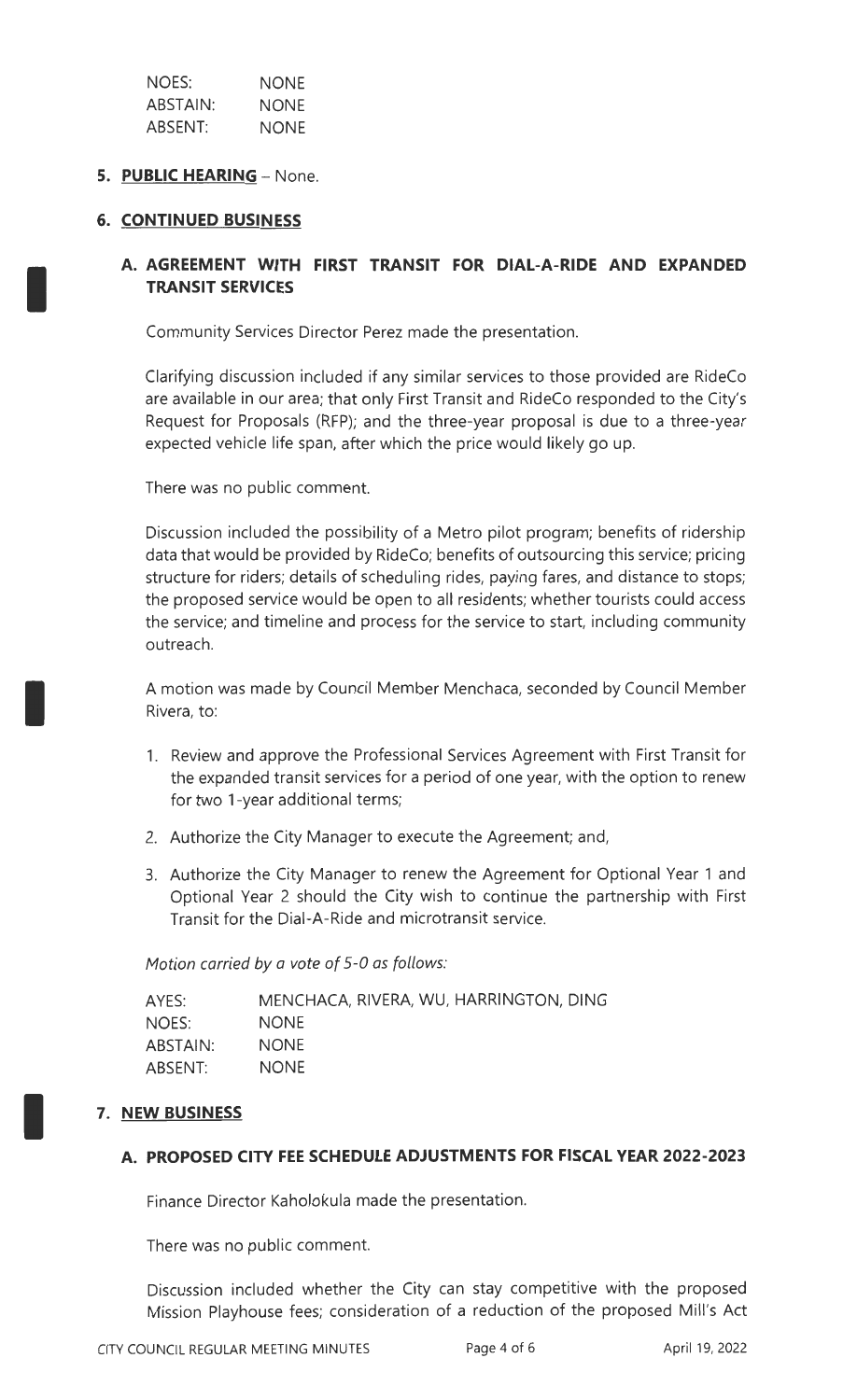| | |
|---|---|
| NOES: | NONE |
| ABSTAIN: | NONE |
| ABSENT: | NONE |

**5. PUBLIC HEARING** – None.

**6. CONTINUED BUSINESS**

**A. AGREEMENT WITH FIRST TRANSIT FOR DIAL-A-RIDE AND EXPANDED TRANSIT SERVICES**

Community Services Director Perez made the presentation.

Clarifying discussion included if any similar services to those provided are RideCo are available in our area; that only First Transit and RideCo responded to the City's Request for Proposals (RFP); and the three-year proposal is due to a three-year expected vehicle life span, after which the price would likely go up.

There was no public comment.

Discussion included the possibility of a Metro pilot program; benefits of ridership data that would be provided by RideCo; benefits of outsourcing this service; pricing structure for riders; details of scheduling rides, paying fares, and distance to stops; the proposed service would be open to all residents; whether tourists could access the service; and timeline and process for the service to start, including community outreach.

A motion was made by Council Member Menchaca, seconded by Council Member Rivera, to:

1. Review and approve the Professional Services Agreement with First Transit for the expanded transit services for a period of one year, with the option to renew for two 1-year additional terms;
2. Authorize the City Manager to execute the Agreement; and,
3. Authorize the City Manager to renew the Agreement for Optional Year 1 and Optional Year 2 should the City wish to continue the partnership with First Transit for the Dial-A-Ride and microtransit service.

*Motion carried by a vote of 5-0 as follows:*

| | |
|---|---|
| AYES: | MENCHACA, RIVERA, WU, HARRINGTON, DING |
| NOES: | NONE |
| ABSTAIN: | NONE |
| ABSENT: | NONE |

**7. NEW BUSINESS**

**A. PROPOSED CITY FEE SCHEDULE ADJUSTMENTS FOR FISCAL YEAR 2022-2023**

Finance Director Kaholokula made the presentation.

There was no public comment.

Discussion included whether the City can stay competitive with the proposed Mission Playhouse fees; consideration of a reduction of the proposed Mill's Act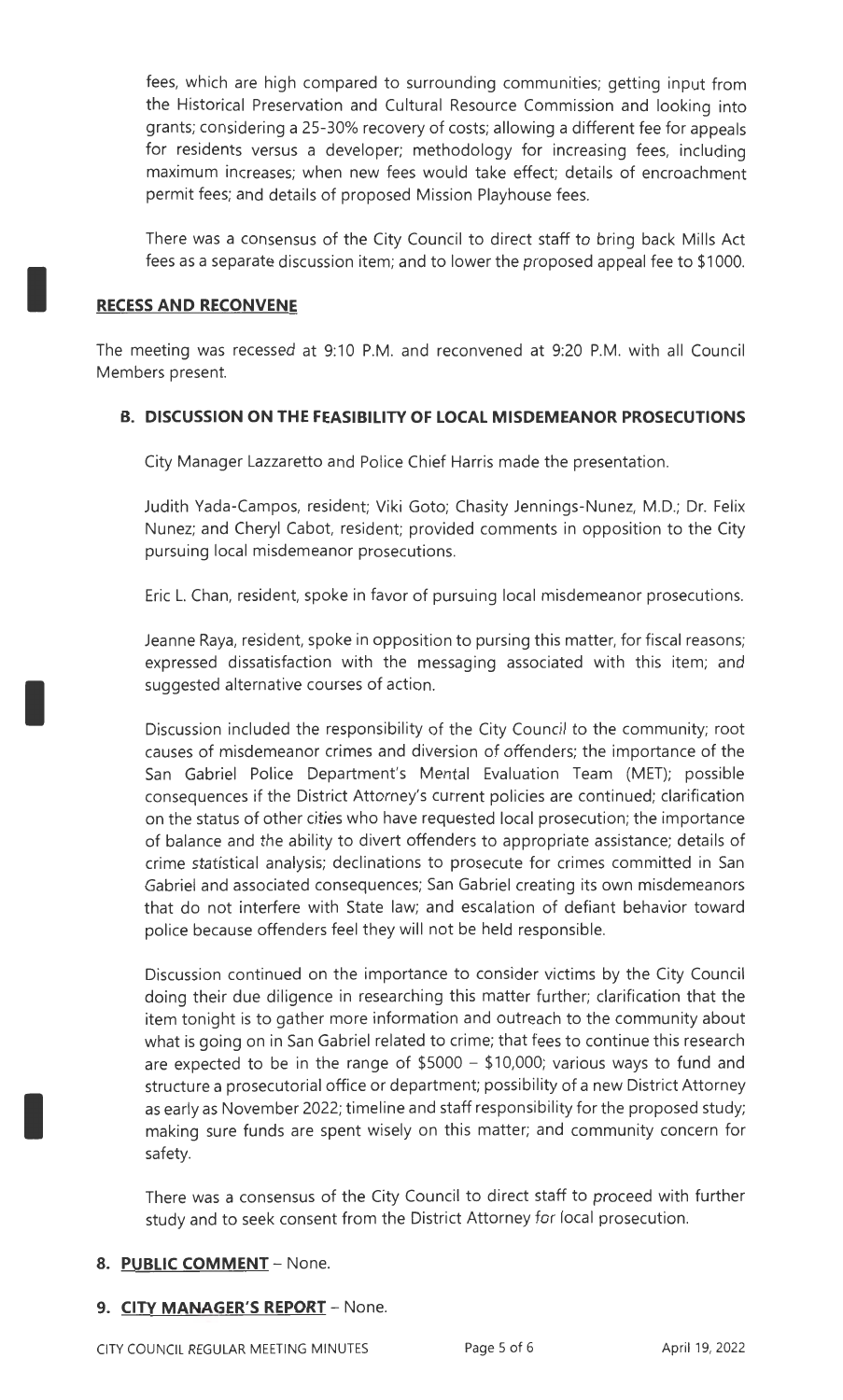fees, which are high compared to surrounding communities; getting input from the Historical Preservation and Cultural Resource Commission and looking into grants; considering a 25-30% recovery of costs; allowing a different fee for appeals for residents versus a developer; methodology for increasing fees, including maximum increases; when new fees would take effect; details of encroachment permit fees; and details of proposed Mission Playhouse fees.

There was a consensus of the City Council to direct staff to bring back Mills Act fees as a separate discussion item; and to lower the proposed appeal fee to $1000.

## RECESS AND RECONVENE

The meeting was recessed at 9:10 P.M. and reconvened at 9:20 P.M. with all Council Members present.

### B. DISCUSSION ON THE FEASIBILITY OF LOCAL MISDEMEANOR PROSECUTIONS

City Manager Lazzaretto and Police Chief Harris made the presentation.

Judith Yada-Campos, resident; Viki Goto; Chasity Jennings-Nunez, M.D.; Dr. Felix Nunez; and Cheryl Cabot, resident; provided comments in opposition to the City pursuing local misdemeanor prosecutions.

Eric L. Chan, resident, spoke in favor of pursuing local misdemeanor prosecutions.

Jeanne Raya, resident, spoke in opposition to pursing this matter, for fiscal reasons; expressed dissatisfaction with the messaging associated with this item; and suggested alternative courses of action.

Discussion included the responsibility of the City Council to the community; root causes of misdemeanor crimes and diversion of offenders; the importance of the San Gabriel Police Department's Mental Evaluation Team (MET); possible consequences if the District Attorney's current policies are continued; clarification on the status of other cities who have requested local prosecution; the importance of balance and the ability to divert offenders to appropriate assistance; details of crime statistical analysis; declinations to prosecute for crimes committed in San Gabriel and associated consequences; San Gabriel creating its own misdemeanors that do not interfere with State law; and escalation of defiant behavior toward police because offenders feel they will not be held responsible.

Discussion continued on the importance to consider victims by the City Council doing their due diligence in researching this matter further; clarification that the item tonight is to gather more information and outreach to the community about what is going on in San Gabriel related to crime; that fees to continue this research are expected to be in the range of $5000 – $10,000; various ways to fund and structure a prosecutorial office or department; possibility of a new District Attorney as early as November 2022; timeline and staff responsibility for the proposed study; making sure funds are spent wisely on this matter; and community concern for safety.

There was a consensus of the City Council to direct staff to proceed with further study and to seek consent from the District Attorney for local prosecution.

## 8. PUBLIC COMMENT – None.

## 9. CITY MANAGER'S REPORT – None.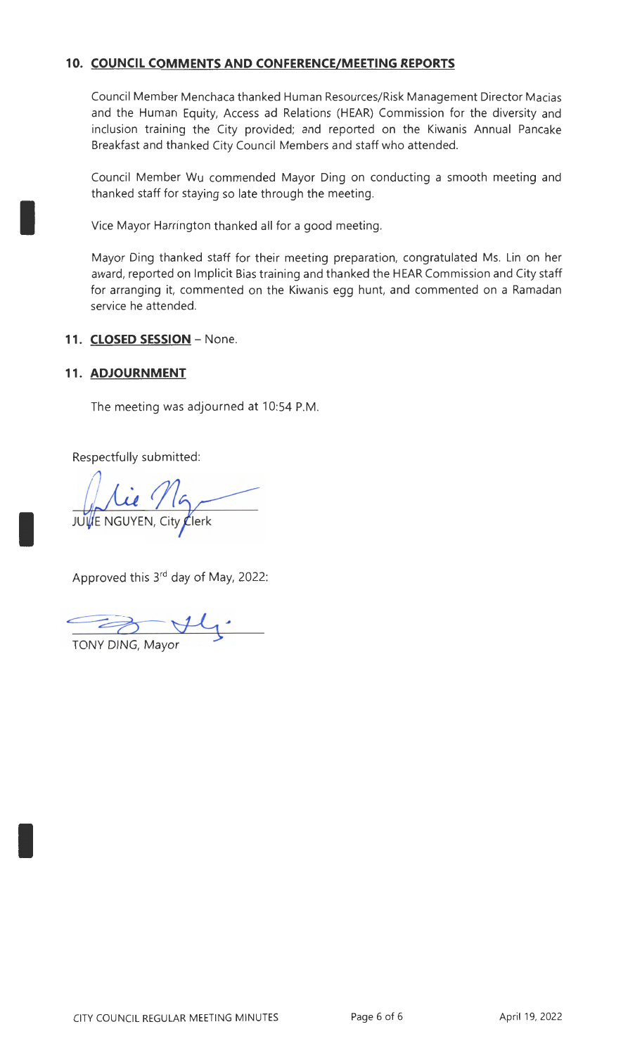## 10. COUNCIL COMMENTS AND CONFERENCE/MEETING REPORTS

Council Member Menchaca thanked Human Resources/Risk Management Director Macias and the Human Equity, Access ad Relations (HEAR) Commission for the diversity and inclusion training the City provided; and reported on the Kiwanis Annual Pancake Breakfast and thanked City Council Members and staff who attended.

Council Member Wu commended Mayor Ding on conducting a smooth meeting and thanked staff for staying so late through the meeting.

Vice Mayor Harrington thanked all for a good meeting.

Mayor Ding thanked staff for their meeting preparation, congratulated Ms. Lin on her award, reported on Implicit Bias training and thanked the HEAR Commission and City staff for arranging it, commented on the Kiwanis egg hunt, and commented on a Ramadan service he attended.

## 11. CLOSED SESSION – None.

## 11. ADJOURNMENT

The meeting was adjourned at 10:54 P.M.

Respectfully submitted:

JULIE NGUYEN, City Clerk

Approved this 3rd day of May, 2022:

TONY DING, Mayor